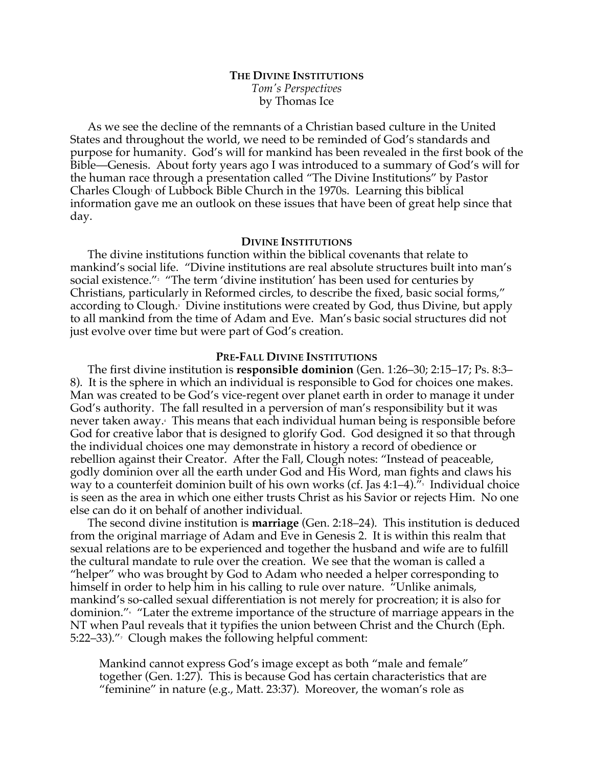# THE DIVINE INSTITUTIONS

*Tom's Perspectives*
by Thomas Ice

As we see the decline of the remnants of a Christian based culture in the United States and throughout the world, we need to be reminded of God's standards and purpose for humanity. God's will for mankind has been revealed in the first book of the Bible—Genesis. About forty years ago I was introduced to a summary of God's will for the human race through a presentation called "The Divine Institutions" by Pastor Charles Clough[1] of Lubbock Bible Church in the 1970s. Learning this biblical information gave me an outlook on these issues that have been of great help since that day.

## DIVINE INSTITUTIONS

The divine institutions function within the biblical covenants that relate to mankind's social life. "Divine institutions are real absolute structures built into man's social existence."[2] "The term 'divine institution' has been used for centuries by Christians, particularly in Reformed circles, to describe the fixed, basic social forms," according to Clough.[3] Divine institutions were created by God, thus Divine, but apply to all mankind from the time of Adam and Eve. Man's basic social structures did not just evolve over time but were part of God's creation.

## PRE-FALL DIVINE INSTITUTIONS

The first divine institution is **responsible dominion** (Gen. 1:26–30; 2:15–17; Ps. 8:3–8). It is the sphere in which an individual is responsible to God for choices one makes. Man was created to be God's vice-regent over planet earth in order to manage it under God's authority. The fall resulted in a perversion of man's responsibility but it was never taken away.[4] This means that each individual human being is responsible before God for creative labor that is designed to glorify God. God designed it so that through the individual choices one may demonstrate in history a record of obedience or rebellion against their Creator. After the Fall, Clough notes: "Instead of peaceable, godly dominion over all the earth under God and His Word, man fights and claws his way to a counterfeit dominion built of his own works (cf. Jas 4:1–4)."[5] Individual choice is seen as the area in which one either trusts Christ as his Savior or rejects Him. No one else can do it on behalf of another individual.

The second divine institution is **marriage** (Gen. 2:18–24). This institution is deduced from the original marriage of Adam and Eve in Genesis 2. It is within this realm that sexual relations are to be experienced and together the husband and wife are to fulfill the cultural mandate to rule over the creation. We see that the woman is called a "helper" who was brought by God to Adam who needed a helper corresponding to himself in order to help him in his calling to rule over nature. "Unlike animals, mankind's so-called sexual differentiation is not merely for procreation; it is also for dominion."[6] "Later the extreme importance of the structure of marriage appears in the NT when Paul reveals that it typifies the union between Christ and the Church (Eph. 5:22–33)."[7] Clough makes the following helpful comment:

> Mankind cannot express God's image except as both "male and female" together (Gen. 1:27). This is because God has certain characteristics that are "feminine" in nature (e.g., Matt. 23:37). Moreover, the woman's role as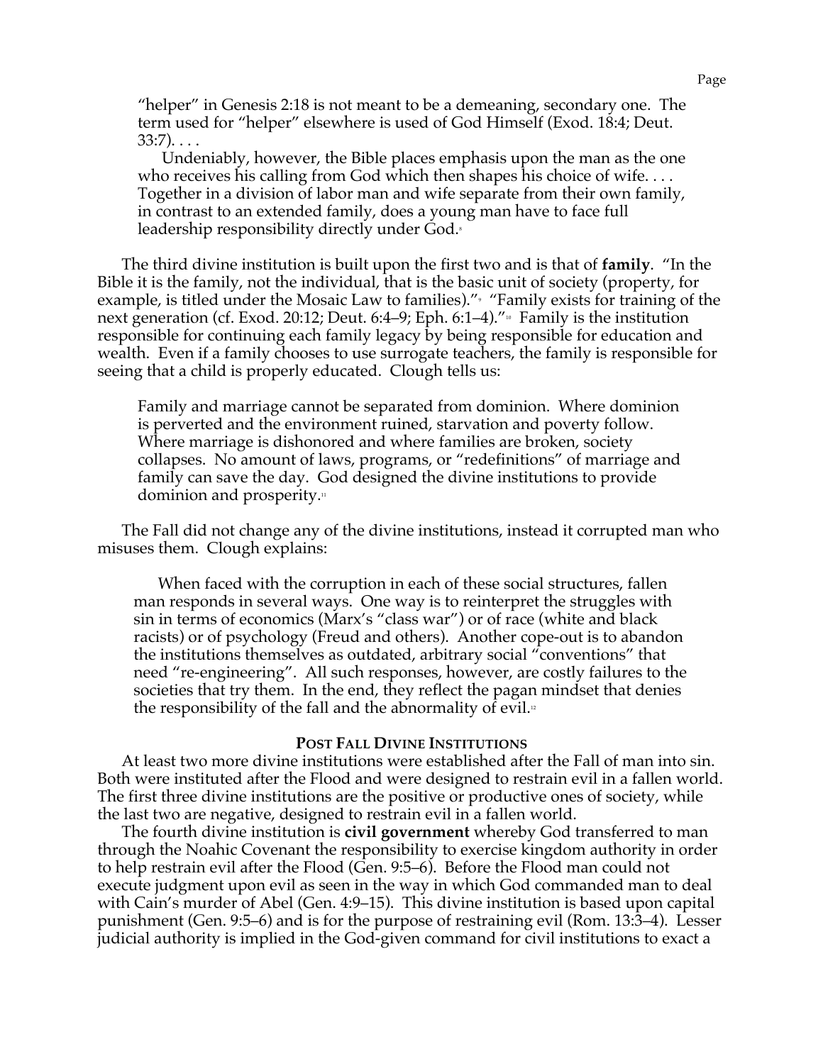> "helper" in Genesis 2:18 is not meant to be a demeaning, secondary one. The term used for "helper" elsewhere is used of God Himself (Exod. 18:4; Deut. 33:7). . . .
>
> Undeniably, however, the Bible places emphasis upon the man as the one who receives his calling from God which then shapes his choice of wife. . . . Together in a division of labor man and wife separate from their own family, in contrast to an extended family, does a young man have to face full leadership responsibility directly under God.[8]

The third divine institution is built upon the first two and is that of **family**. "In the Bible it is the family, not the individual, that is the basic unit of society (property, for example, is titled under the Mosaic Law to families)."[9] "Family exists for training of the next generation (cf. Exod. 20:12; Deut. 6:4–9; Eph. 6:1–4)."[10] Family is the institution responsible for continuing each family legacy by being responsible for education and wealth. Even if a family chooses to use surrogate teachers, the family is responsible for seeing that a child is properly educated. Clough tells us:

> Family and marriage cannot be separated from dominion. Where dominion is perverted and the environment ruined, starvation and poverty follow. Where marriage is dishonored and where families are broken, society collapses. No amount of laws, programs, or "redefinitions" of marriage and family can save the day. God designed the divine institutions to provide dominion and prosperity.[11]

The Fall did not change any of the divine institutions, instead it corrupted man who misuses them. Clough explains:

> When faced with the corruption in each of these social structures, fallen man responds in several ways. One way is to reinterpret the struggles with sin in terms of economics (Marx's "class war") or of race (white and black racists) or of psychology (Freud and others). Another cope-out is to abandon the institutions themselves as outdated, arbitrary social "conventions" that need "re-engineering". All such responses, however, are costly failures to the societies that try them. In the end, they reflect the pagan mindset that denies the responsibility of the fall and the abnormality of evil.[12]

### Post Fall Divine Institutions

At least two more divine institutions were established after the Fall of man into sin. Both were instituted after the Flood and were designed to restrain evil in a fallen world. The first three divine institutions are the positive or productive ones of society, while the last two are negative, designed to restrain evil in a fallen world.

The fourth divine institution is **civil government** whereby God transferred to man through the Noahic Covenant the responsibility to exercise kingdom authority in order to help restrain evil after the Flood (Gen. 9:5–6). Before the Flood man could not execute judgment upon evil as seen in the way in which God commanded man to deal with Cain's murder of Abel (Gen. 4:9–15). This divine institution is based upon capital punishment (Gen. 9:5–6) and is for the purpose of restraining evil (Rom. 13:3–4). Lesser judicial authority is implied in the God-given command for civil institutions to exact a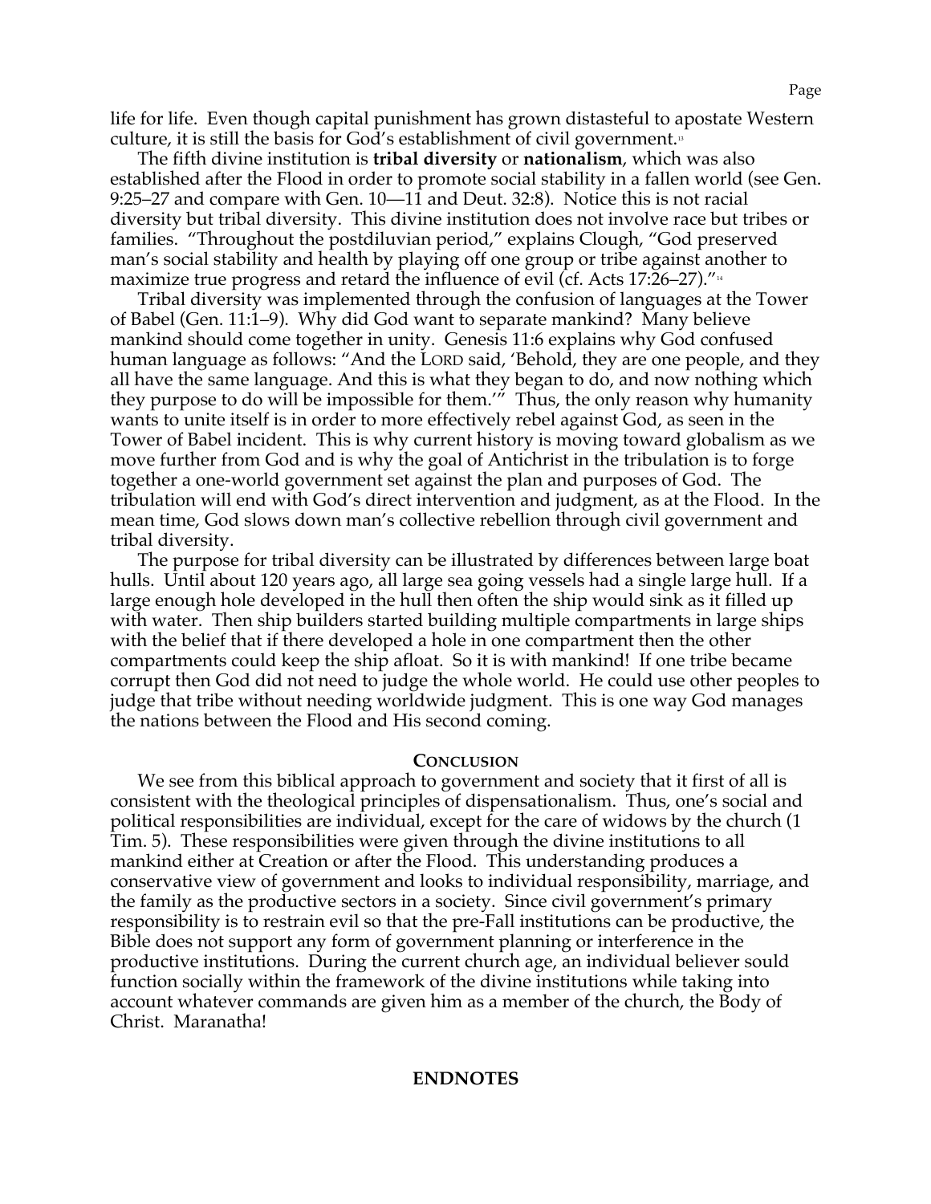life for life. Even though capital punishment has grown distasteful to apostate Western culture, it is still the basis for God's establishment of civil government.[13]

The fifth divine institution is **tribal diversity** or **nationalism**, which was also established after the Flood in order to promote social stability in a fallen world (see Gen. 9:25–27 and compare with Gen. 10—11 and Deut. 32:8). Notice this is not racial diversity but tribal diversity. This divine institution does not involve race but tribes or families. "Throughout the postdiluvian period," explains Clough, "God preserved man's social stability and health by playing off one group or tribe against another to maximize true progress and retard the influence of evil (cf. Acts 17:26–27)."[14]

Tribal diversity was implemented through the confusion of languages at the Tower of Babel (Gen. 11:1–9). Why did God want to separate mankind? Many believe mankind should come together in unity. Genesis 11:6 explains why God confused human language as follows: "And the LORD said, 'Behold, they are one people, and they all have the same language. And this is what they began to do, and now nothing which they purpose to do will be impossible for them.'" Thus, the only reason why humanity wants to unite itself is in order to more effectively rebel against God, as seen in the Tower of Babel incident. This is why current history is moving toward globalism as we move further from God and is why the goal of Antichrist in the tribulation is to forge together a one-world government set against the plan and purposes of God. The tribulation will end with God's direct intervention and judgment, as at the Flood. In the mean time, God slows down man's collective rebellion through civil government and tribal diversity.

The purpose for tribal diversity can be illustrated by differences between large boat hulls. Until about 120 years ago, all large sea going vessels had a single large hull. If a large enough hole developed in the hull then often the ship would sink as it filled up with water. Then ship builders started building multiple compartments in large ships with the belief that if there developed a hole in one compartment then the other compartments could keep the ship afloat. So it is with mankind! If one tribe became corrupt then God did not need to judge the whole world. He could use other peoples to judge that tribe without needing worldwide judgment. This is one way God manages the nations between the Flood and His second coming.

## CONCLUSION

We see from this biblical approach to government and society that it first of all is consistent with the theological principles of dispensationalism. Thus, one's social and political responsibilities are individual, except for the care of widows by the church (1 Tim. 5). These responsibilities were given through the divine institutions to all mankind either at Creation or after the Flood. This understanding produces a conservative view of government and looks to individual responsibility, marriage, and the family as the productive sectors in a society. Since civil government's primary responsibility is to restrain evil so that the pre-Fall institutions can be productive, the Bible does not support any form of government planning or interference in the productive institutions. During the current church age, an individual believer sould function socially within the framework of the divine institutions while taking into account whatever commands are given him as a member of the church, the Body of Christ. Maranatha!

## ENDNOTES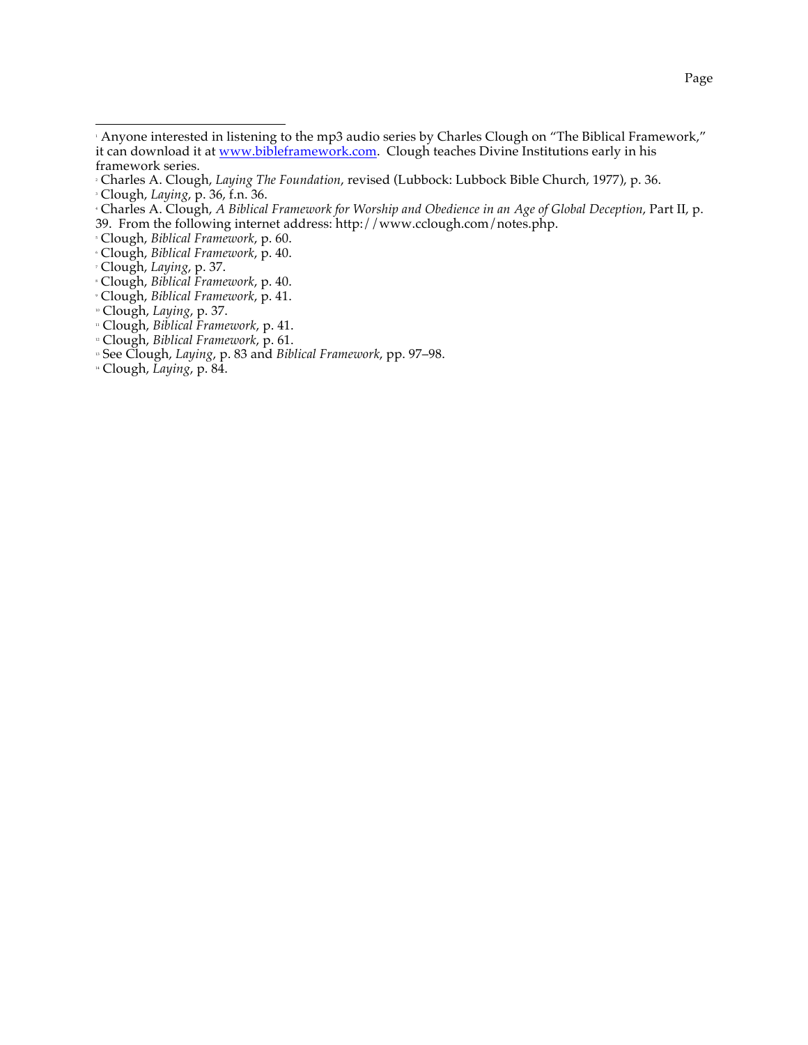[1] Anyone interested in listening to the mp3 audio series by Charles Clough on "The Biblical Framework," it can download it at www.bibleframework.com. Clough teaches Divine Institutions early in his framework series.

[2] Charles A. Clough, *Laying The Foundation*, revised (Lubbock: Lubbock Bible Church, 1977), p. 36.

[3] Clough, *Laying*, p. 36, f.n. 36.

[4] Charles A. Clough, *A Biblical Framework for Worship and Obedience in an Age of Global Deception*, Part II, p. 39. From the following internet address: http://www.cclough.com/notes.php.

[5] Clough, *Biblical Framework*, p. 60.

[6] Clough, *Biblical Framework*, p. 40.

[7] Clough, *Laying*, p. 37.

[8] Clough, *Biblical Framework*, p. 40.

[9] Clough, *Biblical Framework*, p. 41.

[10] Clough, *Laying*, p. 37.

[11] Clough, *Biblical Framework*, p. 41.

[12] Clough, *Biblical Framework*, p. 61.

[13] See Clough, *Laying*, p. 83 and *Biblical Framework*, pp. 97–98.

[14] Clough, *Laying*, p. 84.